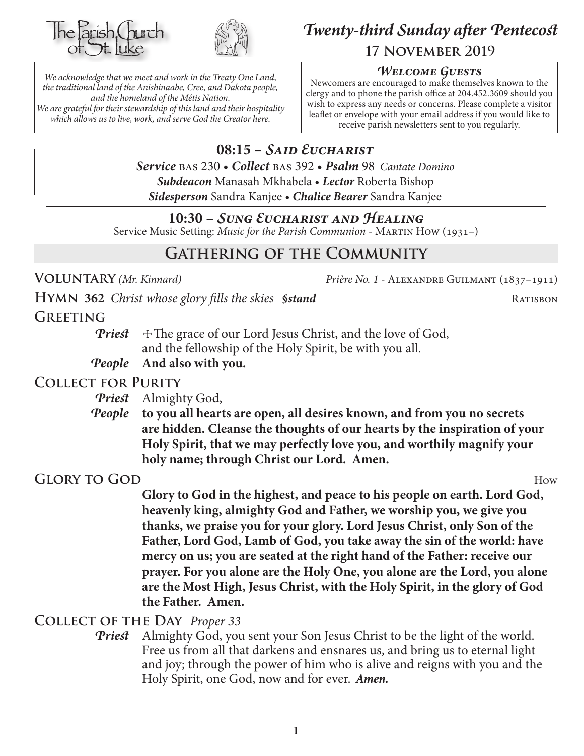The Parish Church of St. Luke

# *Twenty-third Sunday after Pentecost*

**17 November 2019**

*We acknowledge that we meet and work in the Treaty One Land, the traditional land of the Anishinaabe, Cree, and Dakota people, and the homeland of the Métis Nation. We are grateful for their stewardship of this land and their hospitality which allows us to live, work, and serve God the Creator here.*

***Welcome Guests***

Newcomers are encouraged to make themselves known to the clergy and to phone the parish office at 204.452.3609 should you wish to express any needs or concerns. Please complete a visitor leaflet or envelope with your email address if you would like to receive parish newsletters sent to you regularly.

## 08:15 – *Said Eucharist*

***Service*** BAS 230 • ***Collect*** BAS 392 • ***Psalm*** 98 *Cantate Domino*
***Subdeacon*** Manasah Mkhabela • ***Lector*** Roberta Bishop
***Sidesperson*** Sandra Kanjee • ***Chalice Bearer*** Sandra Kanjee

## 10:30 – *Sung Eucharist and Healing*

Service Music Setting: *Music for the Parish Communion* - Martin How (1931–)

## Gathering of the Community

**Voluntary** *(Mr. Kinnard)* — *Prière No. 1* - Alexandre Guilmant (1837–1911)

**Hymn 362** *Christ whose glory fills the skies* ***§stand*** — Ratisbon

**Greeting**

***Priest*** ☩The grace of our Lord Jesus Christ, and the love of God, and the fellowship of the Holy Spirit, be with you all.
***People*** **And also with you.**

**Collect for Purity**

***Priest*** Almighty God,
***People*** **to you all hearts are open, all desires known, and from you no secrets are hidden. Cleanse the thoughts of our hearts by the inspiration of your Holy Spirit, that we may perfectly love you, and worthily magnify your holy name; through Christ our Lord. Amen.**

**Glory to God** — How

**Glory to God in the highest, and peace to his people on earth. Lord God, heavenly king, almighty God and Father, we worship you, we give you thanks, we praise you for your glory. Lord Jesus Christ, only Son of the Father, Lord God, Lamb of God, you take away the sin of the world: have mercy on us; you are seated at the right hand of the Father: receive our prayer. For you alone are the Holy One, you alone are the Lord, you alone are the Most High, Jesus Christ, with the Holy Spirit, in the glory of God the Father. Amen.**

**Collect of the Day** *Proper 33*

***Priest*** Almighty God, you sent your Son Jesus Christ to be the light of the world. Free us from all that darkens and ensnares us, and bring us to eternal light and joy; through the power of him who is alive and reigns with you and the Holy Spirit, one God, now and for ever. ***Amen.***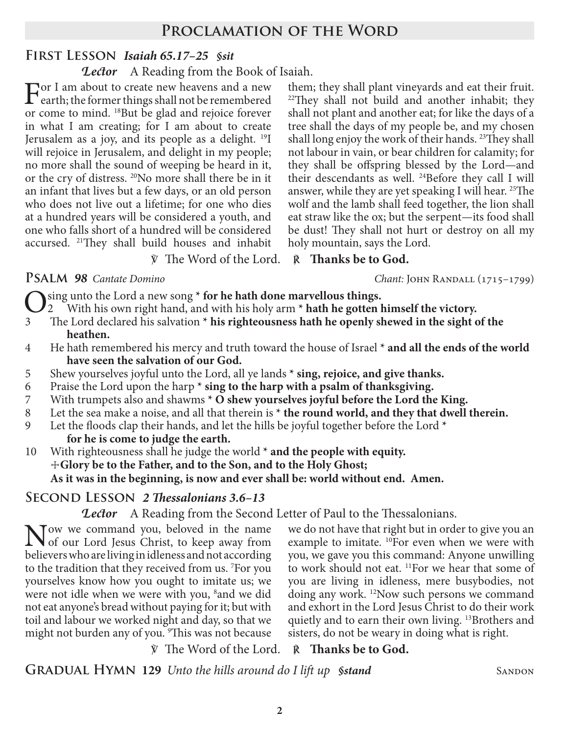## Proclamation of the Word

### First Lesson *Isaiah 65.17–25* *§sit*

*Lector* A Reading from the Book of Isaiah.

For I am about to create new heavens and a new earth; the former things shall not be remembered or come to mind. [18]But be glad and rejoice forever in what I am creating; for I am about to create Jerusalem as a joy, and its people as a delight. [19]I will rejoice in Jerusalem, and delight in my people; no more shall the sound of weeping be heard in it, or the cry of distress. [20]No more shall there be in it an infant that lives but a few days, or an old person who does not live out a lifetime; for one who dies at a hundred years will be considered a youth, and one who falls short of a hundred will be considered accursed. [21]They shall build houses and inhabit them; they shall plant vineyards and eat their fruit. [22]They shall not build and another inhabit; they shall not plant and another eat; for like the days of a tree shall the days of my people be, and my chosen shall long enjoy the work of their hands. [23]They shall not labour in vain, or bear children for calamity; for they shall be offspring blessed by the Lord—and their descendants as well. [24]Before they call I will answer, while they are yet speaking I will hear. [25]The wolf and the lamb shall feed together, the lion shall eat straw like the ox; but the serpent—its food shall be dust! They shall not hurt or destroy on all my holy mountain, says the Lord.

℣ The Word of the Lord. ℟ **Thanks be to God.**

### Psalm *98* *Cantate Domino* — *Chant:* John Randall (1715–1799)

O sing unto the Lord a new song * **for he hath done marvellous things.**

2 With his own right hand, and with his holy arm * **hath he gotten himself the victory.**

3 The Lord declared his salvation * **his righteousness hath he openly shewed in the sight of the heathen.**

4 He hath remembered his mercy and truth toward the house of Israel * **and all the ends of the world have seen the salvation of our God.**

5 Shew yourselves joyful unto the Lord, all ye lands * **sing, rejoice, and give thanks.**

6 Praise the Lord upon the harp * **sing to the harp with a psalm of thanksgiving.**

7 With trumpets also and shawms * **O shew yourselves joyful before the Lord the King.**

8 Let the sea make a noise, and all that therein is * **the round world, and they that dwell therein.**

9 Let the floods clap their hands, and let the hills be joyful together before the Lord * **for he is come to judge the earth.**

10 With righteousness shall he judge the world * **and the people with equity.**

☩**Glory be to the Father, and to the Son, and to the Holy Ghost;**
**As it was in the beginning, is now and ever shall be: world without end. Amen.**

### Second Lesson *2 Thessalonians 3.6–13*

*Lector* A Reading from the Second Letter of Paul to the Thessalonians.

Now we command you, beloved in the name of our Lord Jesus Christ, to keep away from believers who are living in idleness and not according to the tradition that they received from us. [7]For you yourselves know how you ought to imitate us; we were not idle when we were with you, [8]and we did not eat anyone's bread without paying for it; but with toil and labour we worked night and day, so that we might not burden any of you. [9]This was not because we do not have that right but in order to give you an example to imitate. [10]For even when we were with you, we gave you this command: Anyone unwilling to work should not eat. [11]For we hear that some of you are living in idleness, mere busybodies, not doing any work. [12]Now such persons we command and exhort in the Lord Jesus Christ to do their work quietly and to earn their own living. [13]Brothers and sisters, do not be weary in doing what is right.

℣ The Word of the Lord. ℟ **Thanks be to God.**

### Gradual Hymn 129 *Unto the hills around do I lift up* *§stand* — Sandon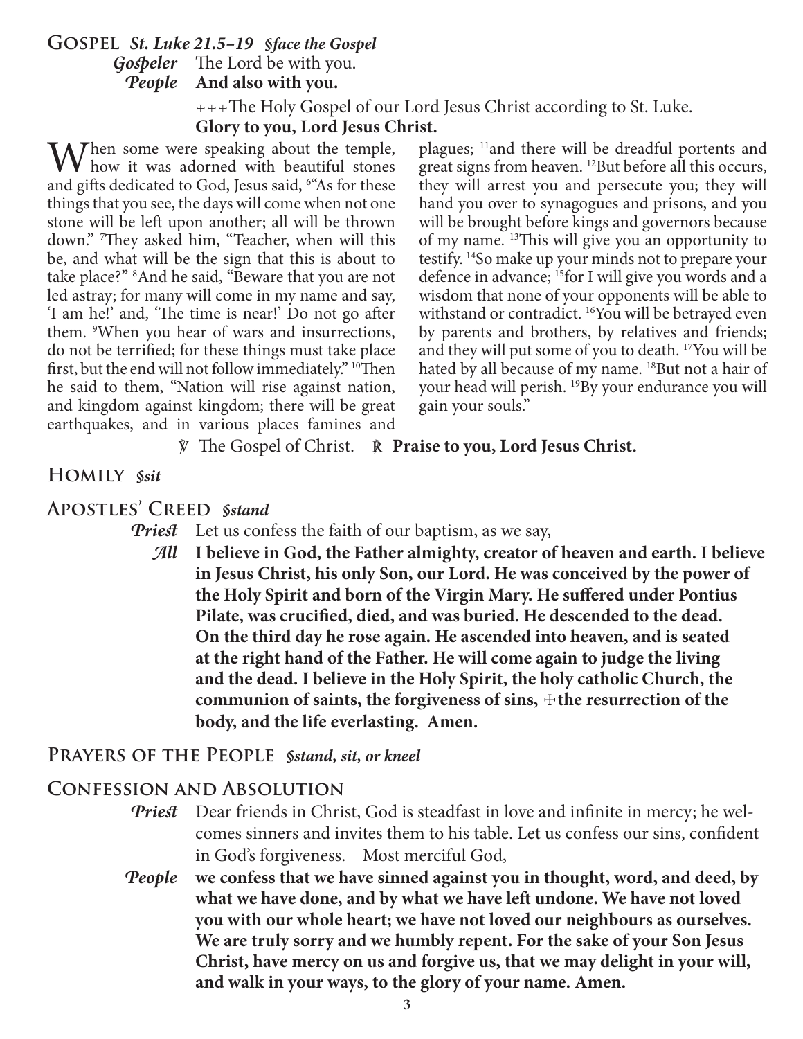## Gospel *St. Luke 21.5–19 §face the Gospel*

***Gospeler*** The Lord be with you.

***People*** **And also with you.**

☩☩☩The Holy Gospel of our Lord Jesus Christ according to St. Luke.

**Glory to you, Lord Jesus Christ.**

When some were speaking about the temple, how it was adorned with beautiful stones and gifts dedicated to God, Jesus said, [6]"As for these things that you see, the days will come when not one stone will be left upon another; all will be thrown down." [7]They asked him, "Teacher, when will this be, and what will be the sign that this is about to take place?" [8]And he said, "Beware that you are not led astray; for many will come in my name and say, 'I am he!' and, 'The time is near!' Do not go after them. [9]When you hear of wars and insurrections, do not be terrified; for these things must take place first, but the end will not follow immediately." [10]Then he said to them, "Nation will rise against nation, and kingdom against kingdom; there will be great earthquakes, and in various places famines and plagues; [11]and there will be dreadful portents and great signs from heaven. [12]But before all this occurs, they will arrest you and persecute you; they will hand you over to synagogues and prisons, and you will be brought before kings and governors because of my name. [13]This will give you an opportunity to testify. [14]So make up your minds not to prepare your defence in advance; [15]for I will give you words and a wisdom that none of your opponents will be able to withstand or contradict. [16]You will be betrayed even by parents and brothers, by relatives and friends; and they will put some of you to death. [17]You will be hated by all because of my name. [18]But not a hair of your head will perish. [19]By your endurance you will gain your souls."

℣ The Gospel of Christ. ℟ **Praise to you, Lord Jesus Christ.**

## Homily *§sit*

## Apostles' Creed *§stand*

***Priest*** Let us confess the faith of our baptism, as we say,

***All*** **I believe in God, the Father almighty, creator of heaven and earth. I believe in Jesus Christ, his only Son, our Lord. He was conceived by the power of the Holy Spirit and born of the Virgin Mary. He suffered under Pontius Pilate, was crucified, died, and was buried. He descended to the dead. On the third day he rose again. He ascended into heaven, and is seated at the right hand of the Father. He will come again to judge the living and the dead. I believe in the Holy Spirit, the holy catholic Church, the communion of saints, the forgiveness of sins, ☩the resurrection of the body, and the life everlasting. Amen.**

## Prayers of the People *§stand, sit, or kneel*

## Confession and Absolution

***Priest*** Dear friends in Christ, God is steadfast in love and infinite in mercy; he welcomes sinners and invites them to his table. Let us confess our sins, confident in God's forgiveness. Most merciful God,

***People*** **we confess that we have sinned against you in thought, word, and deed, by what we have done, and by what we have left undone. We have not loved you with our whole heart; we have not loved our neighbours as ourselves. We are truly sorry and we humbly repent. For the sake of your Son Jesus Christ, have mercy on us and forgive us, that we may delight in your will, and walk in your ways, to the glory of your name. Amen.**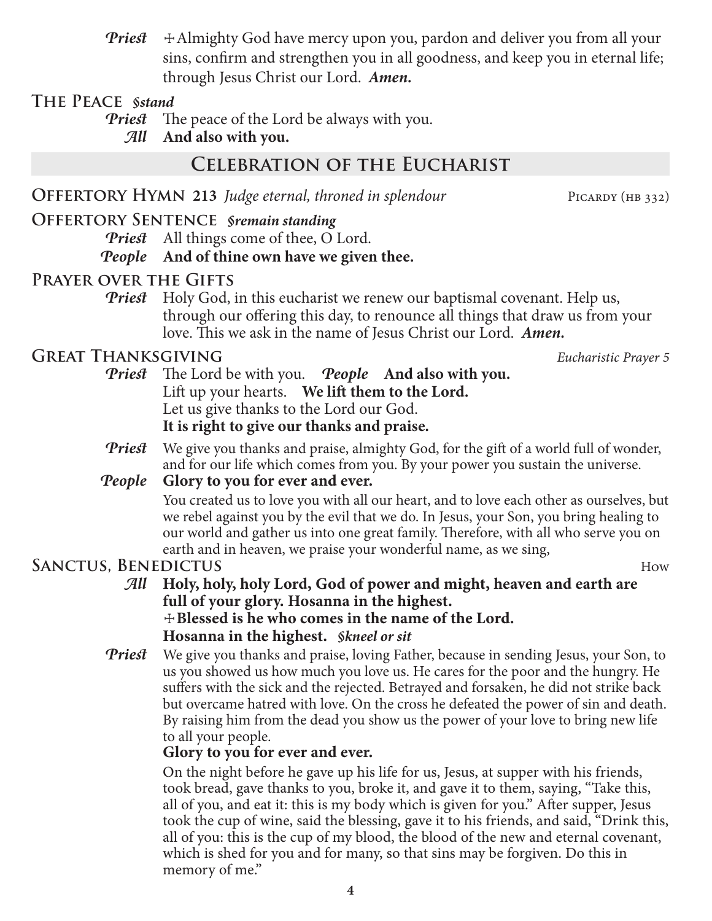*Priest* ☩Almighty God have mercy upon you, pardon and deliver you from all your sins, confirm and strengthen you in all goodness, and keep you in eternal life; through Jesus Christ our Lord. ***Amen.***

### The Peace *§stand*

*Priest* The peace of the Lord be always with you.
*All* **And also with you.**

## Celebration of the Eucharist

### Offertory Hymn 213 *Judge eternal, throned in splendour* Picardy (hb 332)

### Offertory Sentence *§remain standing*

*Priest* All things come of thee, O Lord.
*People* **And of thine own have we given thee.**

### Prayer over the Gifts

*Priest* Holy God, in this eucharist we renew our baptismal covenant. Help us, through our offering this day, to renounce all things that draw us from your love. This we ask in the name of Jesus Christ our Lord. ***Amen.***

### Great Thanksgiving *Eucharistic Prayer 5*

*Priest* The Lord be with you. *People* **And also with you.**
Lift up your hearts. **We lift them to the Lord.**
Let us give thanks to the Lord our God.
**It is right to give our thanks and praise.**

*Priest* We give you thanks and praise, almighty God, for the gift of a world full of wonder, and for our life which comes from you. By your power you sustain the universe.
*People* **Glory to you for ever and ever.**

You created us to love you with all our heart, and to love each other as ourselves, but we rebel against you by the evil that we do. In Jesus, your Son, you bring healing to our world and gather us into one great family. Therefore, with all who serve you on earth and in heaven, we praise your wonderful name, as we sing,

### Sanctus, Benedictus How

*All* **Holy, holy, holy Lord, God of power and might, heaven and earth are full of your glory. Hosanna in the highest.**
**☩Blessed is he who comes in the name of the Lord.**
**Hosanna in the highest.** *§kneel or sit*

*Priest* We give you thanks and praise, loving Father, because in sending Jesus, your Son, to us you showed us how much you love us. He cares for the poor and the hungry. He suffers with the sick and the rejected. Betrayed and forsaken, he did not strike back but overcame hatred with love. On the cross he defeated the power of sin and death. By raising him from the dead you show us the power of your love to bring new life to all your people.
**Glory to you for ever and ever.**

On the night before he gave up his life for us, Jesus, at supper with his friends, took bread, gave thanks to you, broke it, and gave it to them, saying, "Take this, all of you, and eat it: this is my body which is given for you." After supper, Jesus took the cup of wine, said the blessing, gave it to his friends, and said, "Drink this, all of you: this is the cup of my blood, the blood of the new and eternal covenant, which is shed for you and for many, so that sins may be forgiven. Do this in memory of me."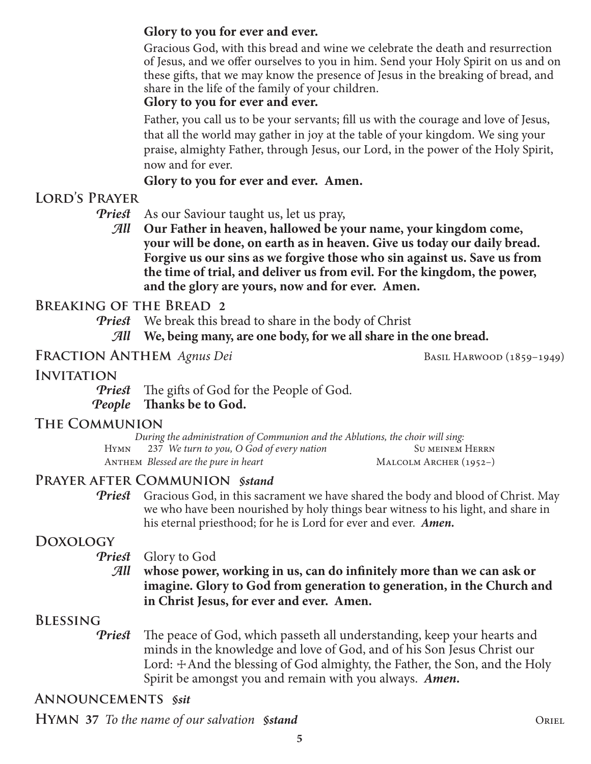**Glory to you for ever and ever.**

Gracious God, with this bread and wine we celebrate the death and resurrection of Jesus, and we offer ourselves to you in him. Send your Holy Spirit on us and on these gifts, that we may know the presence of Jesus in the breaking of bread, and share in the life of the family of your children.

**Glory to you for ever and ever.**

Father, you call us to be your servants; fill us with the courage and love of Jesus, that all the world may gather in joy at the table of your kingdom. We sing your praise, almighty Father, through Jesus, our Lord, in the power of the Holy Spirit, now and for ever.

**Glory to you for ever and ever. Amen.**

## Lord's Prayer

*Priest* As our Saviour taught us, let us pray,

*All* **Our Father in heaven, hallowed be your name, your kingdom come, your will be done, on earth as in heaven. Give us today our daily bread. Forgive us our sins as we forgive those who sin against us. Save us from the time of trial, and deliver us from evil. For the kingdom, the power, and the glory are yours, now and for ever. Amen.**

## Breaking of the Bread 2

*Priest* We break this bread to share in the body of Christ

*All* **We, being many, are one body, for we all share in the one bread.**

## Fraction Anthem *Agnus Dei* 

Basil Harwood (1859–1949)

## Invitation

*Priest* The gifts of God for the People of God.

*People* **Thanks be to God.**

## The Communion

*During the administration of Communion and the Ablutions, the choir will sing:*

Hymn 237 *We turn to you, O God of every nation* — Su meinem Herrn

Anthem *Blessed are the pure in heart* — Malcolm Archer (1952–)

## Prayer after Communion *§stand*

*Priest* Gracious God, in this sacrament we have shared the body and blood of Christ. May we who have been nourished by holy things bear witness to his light, and share in his eternal priesthood; for he is Lord for ever and ever. ***Amen.***

## Doxology

*Priest* Glory to God

*All* **whose power, working in us, can do infinitely more than we can ask or imagine. Glory to God from generation to generation, in the Church and in Christ Jesus, for ever and ever. Amen.**

## Blessing

*Priest* The peace of God, which passeth all understanding, keep your hearts and minds in the knowledge and love of God, and of his Son Jesus Christ our Lord: ✠ And the blessing of God almighty, the Father, the Son, and the Holy Spirit be amongst you and remain with you always. ***Amen.***

## Announcements *§sit*

## Hymn 37 *To the name of our salvation* *§stand* 

Oriel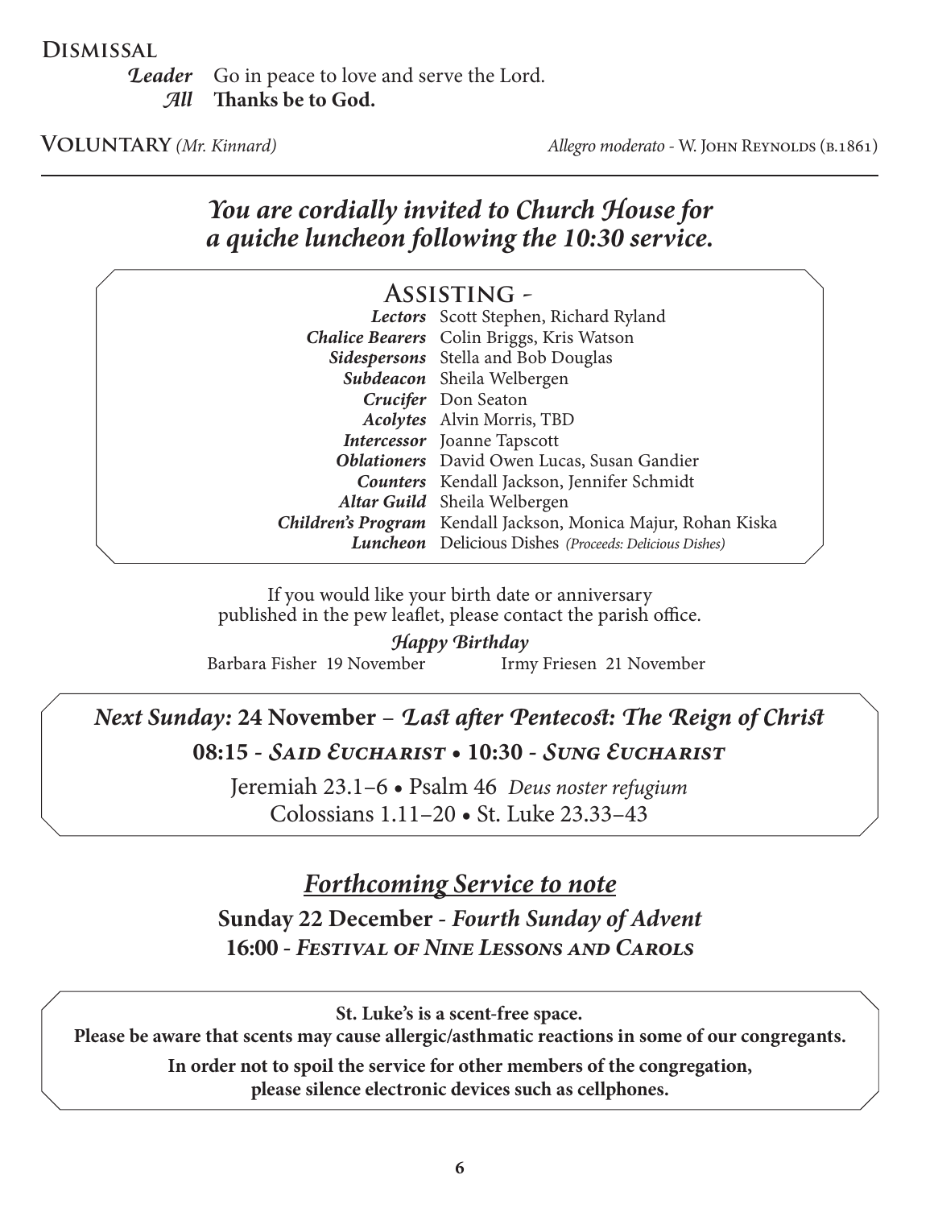## Dismissal

*Leader* Go in peace to love and serve the Lord.
*All* **Thanks be to God.**

**Voluntary** *(Mr. Kinnard)* *Allegro moderato* - W. John Reynolds (b.1861)

---

### *You are cordially invited to Church House for a quiche luncheon following the 10:30 service.*

## Assisting -

| | |
|---|---|
| ***Lectors*** | Scott Stephen, Richard Ryland |
| ***Chalice Bearers*** | Colin Briggs, Kris Watson |
| ***Sidespersons*** | Stella and Bob Douglas |
| ***Subdeacon*** | Sheila Welbergen |
| ***Crucifer*** | Don Seaton |
| ***Acolytes*** | Alvin Morris, TBD |
| ***Intercessor*** | Joanne Tapscott |
| ***Oblationers*** | David Owen Lucas, Susan Gandier |
| ***Counters*** | Kendall Jackson, Jennifer Schmidt |
| ***Altar Guild*** | Sheila Welbergen |
| ***Children's Program*** | Kendall Jackson, Monica Majur, Rohan Kiska |
| ***Luncheon*** | Delicious Dishes *(Proceeds: Delicious Dishes)* |

If you would like your birth date or anniversary published in the pew leaflet, please contact the parish office.

***Happy Birthday***

Barbara Fisher 19 November    Irmy Friesen 21 November

### *Next Sunday:* **24 November** – *Last after Pentecost: The Reign of Christ*

**08:15 -** ***Said Eucharist*** **• 10:30 -** ***Sung Eucharist***

Jeremiah 23.1–6 • Psalm 46 *Deus noster refugium*
Colossians 1.11–20 • St. Luke 23.33–43

### *Forthcoming Service to note*

**Sunday 22 December -** ***Fourth Sunday of Advent***
**16:00 -** ***Festival of Nine Lessons and Carols***

**St. Luke's is a scent-free space.**
**Please be aware that scents may cause allergic/asthmatic reactions in some of our congregants.**

**In order not to spoil the service for other members of the congregation, please silence electronic devices such as cellphones.**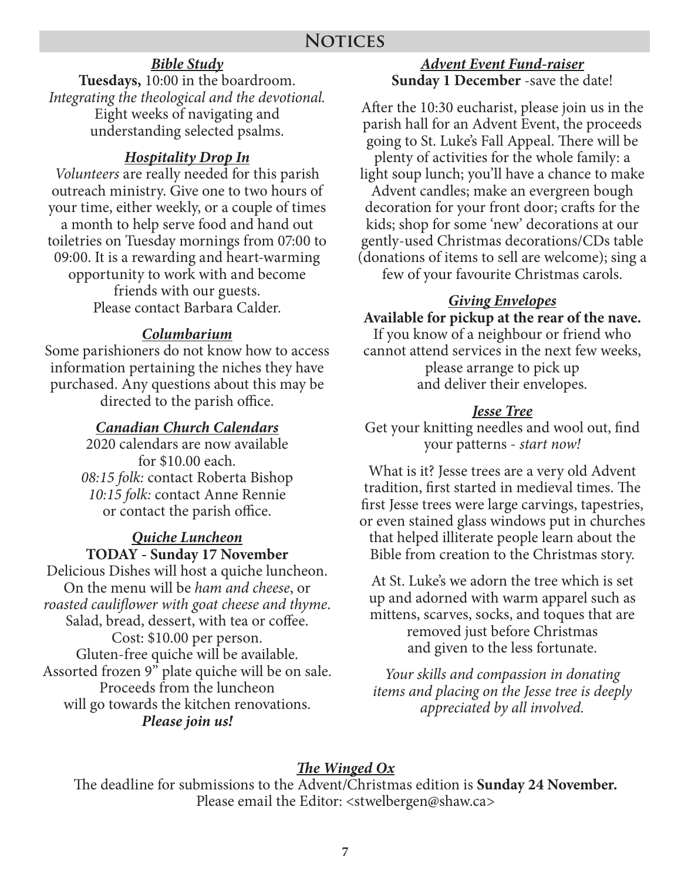## Notices

### ***Bible Study***

**Tuesdays,** 10:00 in the boardroom.
*Integrating the theological and the devotional.*
Eight weeks of navigating and understanding selected psalms.

### ***Hospitality Drop In***

*Volunteers* are really needed for this parish outreach ministry. Give one to two hours of your time, either weekly, or a couple of times a month to help serve food and hand out toiletries on Tuesday mornings from 07:00 to 09:00. It is a rewarding and heart-warming opportunity to work with and become friends with our guests.
Please contact Barbara Calder.

### ***Columbarium***

Some parishioners do not know how to access information pertaining the niches they have purchased. Any questions about this may be directed to the parish office.

### ***Canadian Church Calendars***

2020 calendars are now available for $10.00 each.
*08:15 folk:* contact Roberta Bishop
*10:15 folk:* contact Anne Rennie
or contact the parish office.

### ***Quiche Luncheon***

**TODAY - Sunday 17 November**

Delicious Dishes will host a quiche luncheon. On the menu will be *ham and cheese*, or *roasted cauliflower with goat cheese and thyme*. Salad, bread, dessert, with tea or coffee.
Cost: $10.00 per person.
Gluten-free quiche will be available.
Assorted frozen 9" plate quiche will be on sale.
Proceeds from the luncheon will go towards the kitchen renovations.
***Please join us!***

### ***Advent Event Fund-raiser***

**Sunday 1 December** -save the date!

After the 10:30 eucharist, please join us in the parish hall for an Advent Event, the proceeds going to St. Luke's Fall Appeal. There will be plenty of activities for the whole family: a light soup lunch; you'll have a chance to make Advent candles; make an evergreen bough decoration for your front door; crafts for the kids; shop for some 'new' decorations at our gently-used Christmas decorations/CDs table (donations of items to sell are welcome); sing a few of your favourite Christmas carols.

### ***Giving Envelopes***

**Available for pickup at the rear of the nave.**
If you know of a neighbour or friend who cannot attend services in the next few weeks, please arrange to pick up and deliver their envelopes.

### ***Jesse Tree***

Get your knitting needles and wool out, find your patterns - *start now!*

What is it? Jesse trees are a very old Advent tradition, first started in medieval times. The first Jesse trees were large carvings, tapestries, or even stained glass windows put in churches that helped illiterate people learn about the Bible from creation to the Christmas story.

At St. Luke's we adorn the tree which is set up and adorned with warm apparel such as mittens, scarves, socks, and toques that are removed just before Christmas and given to the less fortunate.

*Your skills and compassion in donating items and placing on the Jesse tree is deeply appreciated by all involved.*

### ***The Winged Ox***

The deadline for submissions to the Advent/Christmas edition is **Sunday 24 November.**
Please email the Editor: <stwelbergen@shaw.ca>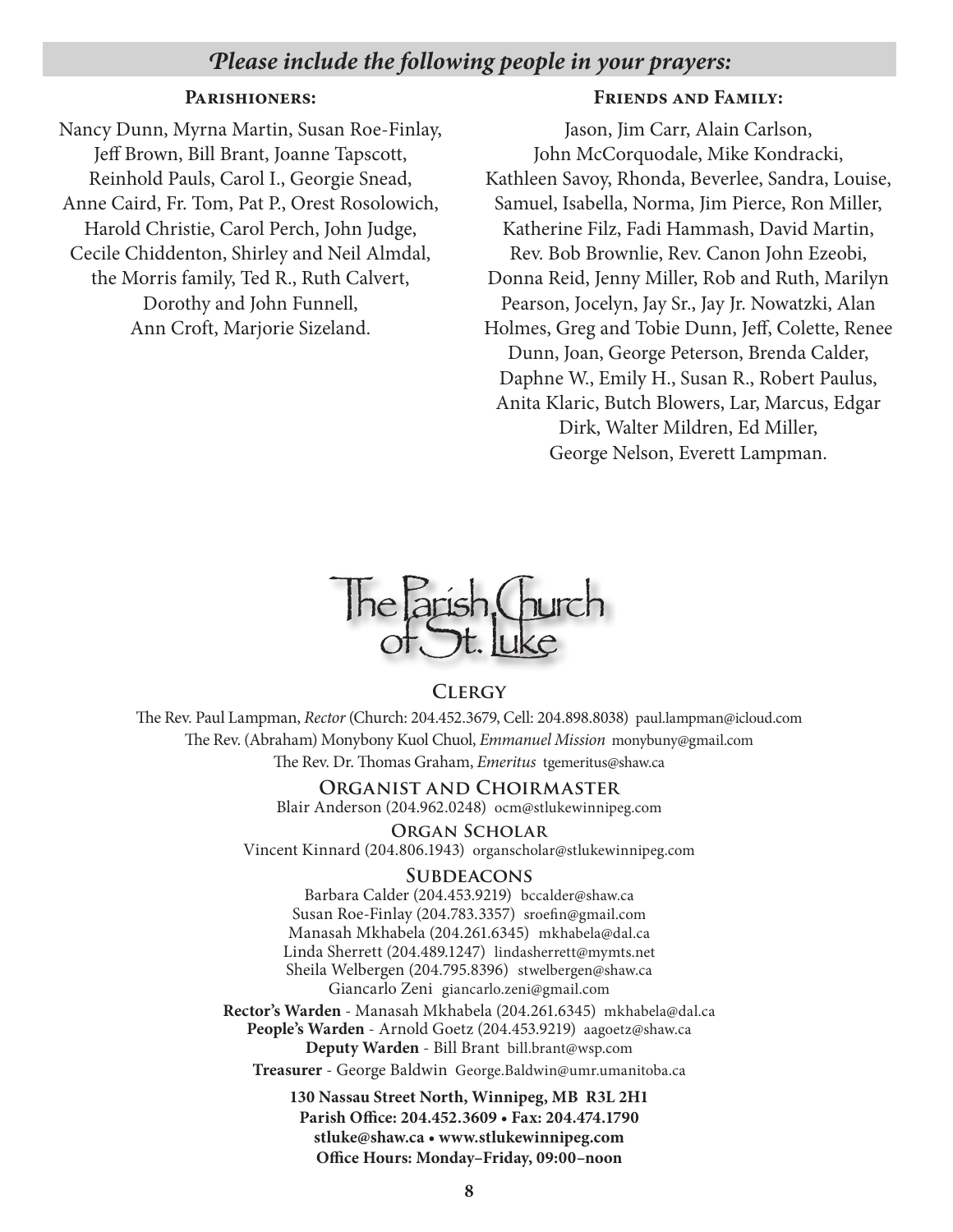## *Please include the following people in your prayers:*

### Parishioners:

Nancy Dunn, Myrna Martin, Susan Roe-Finlay, Jeff Brown, Bill Brant, Joanne Tapscott, Reinhold Pauls, Carol I., Georgie Snead, Anne Caird, Fr. Tom, Pat P., Orest Rosolowich, Harold Christie, Carol Perch, John Judge, Cecile Chiddenton, Shirley and Neil Almdal, the Morris family, Ted R., Ruth Calvert, Dorothy and John Funnell, Ann Croft, Marjorie Sizeland.

### Friends and Family:

Jason, Jim Carr, Alain Carlson, John McCorquodale, Mike Kondracki, Kathleen Savoy, Rhonda, Beverlee, Sandra, Louise, Samuel, Isabella, Norma, Jim Pierce, Ron Miller, Katherine Filz, Fadi Hammash, David Martin, Rev. Bob Brownlie, Rev. Canon John Ezeobi, Donna Reid, Jenny Miller, Rob and Ruth, Marilyn Pearson, Jocelyn, Jay Sr., Jay Jr. Nowatzki, Alan Holmes, Greg and Tobie Dunn, Jeff, Colette, Renee Dunn, Joan, George Peterson, Brenda Calder, Daphne W., Emily H., Susan R., Robert Paulus, Anita Klaric, Butch Blowers, Lar, Marcus, Edgar Dirk, Walter Mildren, Ed Miller, George Nelson, Everett Lampman.

# The Parish Church of St. Luke

### Clergy

The Rev. Paul Lampman, *Rector* (Church: 204.452.3679, Cell: 204.898.8038) paul.lampman@icloud.com
The Rev. (Abraham) Monybony Kuol Chuol, *Emmanuel Mission* monybuny@gmail.com
The Rev. Dr. Thomas Graham, *Emeritus* tgemeritus@shaw.ca

### Organist and Choirmaster

Blair Anderson (204.962.0248) ocm@stlukewinnipeg.com

### Organ Scholar

Vincent Kinnard (204.806.1943) organscholar@stlukewinnipeg.com

### Subdeacons

Barbara Calder (204.453.9219) bccalder@shaw.ca
Susan Roe-Finlay (204.783.3357) sroefin@gmail.com
Manasah Mkhabela (204.261.6345) mkhabela@dal.ca
Linda Sherrett (204.489.1247) lindasherrett@mymts.net
Sheila Welbergen (204.795.8396) stwelbergen@shaw.ca
Giancarlo Zeni giancarlo.zeni@gmail.com

**Rector's Warden** - Manasah Mkhabela (204.261.6345) mkhabela@dal.ca
**People's Warden** - Arnold Goetz (204.453.9219) aagoetz@shaw.ca
**Deputy Warden** - Bill Brant bill.brant@wsp.com
**Treasurer** - George Baldwin George.Baldwin@umr.umanitoba.ca

**130 Nassau Street North, Winnipeg, MB R3L 2H1**
**Parish Office: 204.452.3609 • Fax: 204.474.1790**
**stluke@shaw.ca • www.stlukewinnipeg.com**
**Office Hours: Monday–Friday, 09:00–noon**